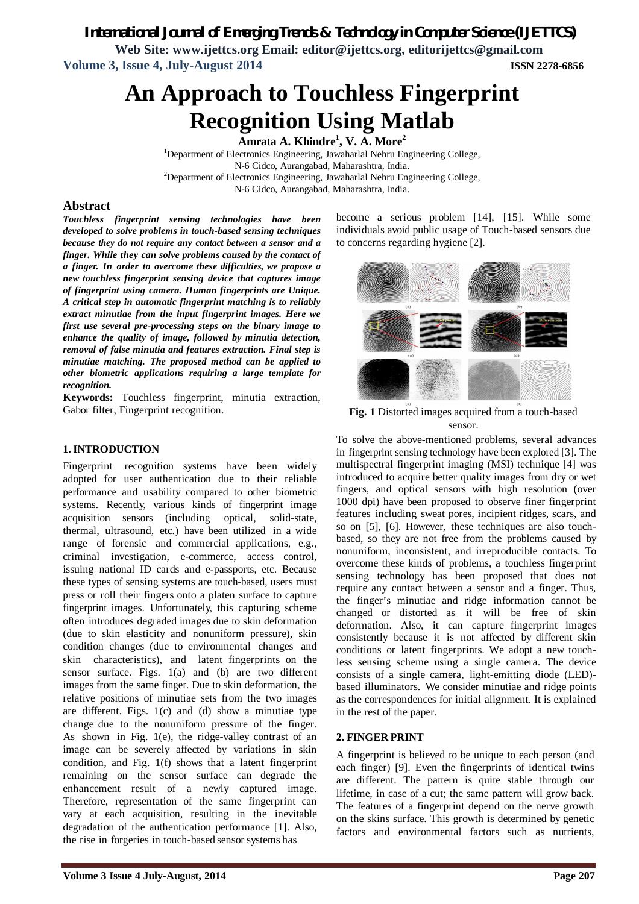# An Approach to Touchless Fingerprint Recognition Using Matlab

**Amrata A. Khindre[1], V. A. More[2]**

[1]Department of Electronics Engineering, Jawaharlal Nehru Engineering College, N-6 Cidco, Aurangabad, Maharashtra, India.

[2]Department of Electronics Engineering, Jawaharlal Nehru Engineering College, N-6 Cidco, Aurangabad, Maharashtra, India.

## Abstract

***Touchless fingerprint sensing technologies have been developed to solve problems in touch-based sensing techniques because they do not require any contact between a sensor and a finger. While they can solve problems caused by the contact of a finger. In order to overcome these difficulties, we propose a new touchless fingerprint sensing device that captures image of fingerprint using camera. Human fingerprints are Unique. A critical step in automatic fingerprint matching is to reliably extract minutiae from the input fingerprint images. Here we first use several pre-processing steps on the binary image to enhance the quality of image, followed by minutia detection, removal of false minutia and features extraction. Final step is minutiae matching. The proposed method can be applied to other biometric applications requiring a large template for recognition.***

**Keywords:** Touchless fingerprint, minutia extraction, Gabor filter, Fingerprint recognition.

## 1. INTRODUCTION

Fingerprint recognition systems have been widely adopted for user authentication due to their reliable performance and usability compared to other biometric systems. Recently, various kinds of fingerprint image acquisition sensors (including optical, solid-state, thermal, ultrasound, etc.) have been utilized in a wide range of forensic and commercial applications, e.g., criminal investigation, e-commerce, access control, issuing national ID cards and e-passports, etc. Because these types of sensing systems are touch-based, users must press or roll their fingers onto a platen surface to capture fingerprint images. Unfortunately, this capturing scheme often introduces degraded images due to skin deformation (due to skin elasticity and nonuniform pressure), skin condition changes (due to environmental changes and skin characteristics), and latent fingerprints on the sensor surface. Figs. 1(a) and (b) are two different images from the same finger. Due to skin deformation, the relative positions of minutiae sets from the two images are different. Figs. 1(c) and (d) show a minutiae type change due to the nonuniform pressure of the finger. As shown in Fig. 1(e), the ridge-valley contrast of an image can be severely affected by variations in skin condition, and Fig. 1(f) shows that a latent fingerprint remaining on the sensor surface can degrade the enhancement result of a newly captured image. Therefore, representation of the same fingerprint can vary at each acquisition, resulting in the inevitable degradation of the authentication performance [1]. Also, the rise in forgeries in touch-based sensor systems has become a serious problem [14], [15]. While some individuals avoid public usage of Touch-based sensors due to concerns regarding hygiene [2].

**Fig. 1** Distorted images acquired from a touch-based sensor.

To solve the above-mentioned problems, several advances in fingerprint sensing technology have been explored [3]. The multispectral fingerprint imaging (MSI) technique [4] was introduced to acquire better quality images from dry or wet fingers, and optical sensors with high resolution (over 1000 dpi) have been proposed to observe finer fingerprint features including sweat pores, incipient ridges, scars, and so on [5], [6]. However, these techniques are also touch-based, so they are not free from the problems caused by nonuniform, inconsistent, and irreproducible contacts. To overcome these kinds of problems, a touchless fingerprint sensing technology has been proposed that does not require any contact between a sensor and a finger. Thus, the finger's minutiae and ridge information cannot be changed or distorted as it will be free of skin deformation. Also, it can capture fingerprint images consistently because it is not affected by different skin conditions or latent fingerprints. We adopt a new touch-less sensing scheme using a single camera. The device consists of a single camera, light-emitting diode (LED)-based illuminators. We consider minutiae and ridge points as the correspondences for initial alignment. It is explained in the rest of the paper.

## 2. FINGER PRINT

A fingerprint is believed to be unique to each person (and each finger) [9]. Even the fingerprints of identical twins are different. The pattern is quite stable through our lifetime, in case of a cut; the same pattern will grow back. The features of a fingerprint depend on the nerve growth on the skins surface. This growth is determined by genetic factors and environmental factors such as nutrients,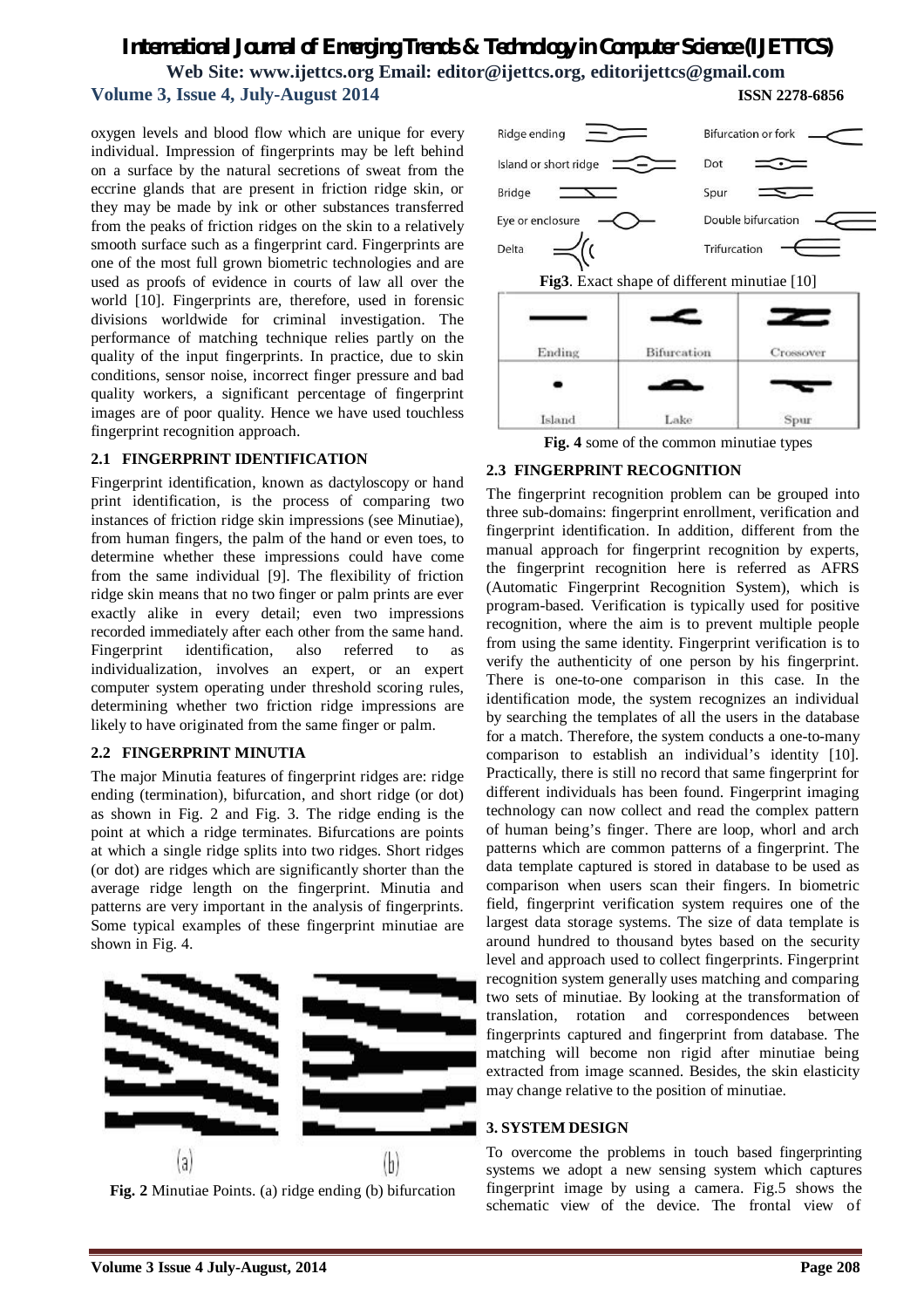oxygen levels and blood flow which are unique for every individual. Impression of fingerprints may be left behind on a surface by the natural secretions of sweat from the eccrine glands that are present in friction ridge skin, or they may be made by ink or other substances transferred from the peaks of friction ridges on the skin to a relatively smooth surface such as a fingerprint card. Fingerprints are one of the most full grown biometric technologies and are used as proofs of evidence in courts of law all over the world [10]. Fingerprints are, therefore, used in forensic divisions worldwide for criminal investigation. The performance of matching technique relies partly on the quality of the input fingerprints. In practice, due to skin conditions, sensor noise, incorrect finger pressure and bad quality workers, a significant percentage of fingerprint images are of poor quality. Hence we have used touchless fingerprint recognition approach.

### 2.1 FINGERPRINT IDENTIFICATION

Fingerprint identification, known as dactyloscopy or hand print identification, is the process of comparing two instances of friction ridge skin impressions (see Minutiae), from human fingers, the palm of the hand or even toes, to determine whether these impressions could have come from the same individual [9]. The flexibility of friction ridge skin means that no two finger or palm prints are ever exactly alike in every detail; even two impressions recorded immediately after each other from the same hand. Fingerprint identification, also referred to as individualization, involves an expert, or an expert computer system operating under threshold scoring rules, determining whether two friction ridge impressions are likely to have originated from the same finger or palm.

### 2.2 FINGERPRINT MINUTIA

The major Minutia features of fingerprint ridges are: ridge ending (termination), bifurcation, and short ridge (or dot) as shown in Fig. 2 and Fig. 3. The ridge ending is the point at which a ridge terminates. Bifurcations are points at which a single ridge splits into two ridges. Short ridges (or dot) are ridges which are significantly shorter than the average ridge length on the fingerprint. Minutia and patterns are very important in the analysis of fingerprints. Some typical examples of these fingerprint minutiae are shown in Fig. 4.

(a) (b)

**Fig. 2** Minutiae Points. (a) ridge ending (b) bifurcation

Ridge ending, Bifurcation or fork, Island or short ridge, Dot, Bridge, Spur, Eye or enclosure, Double bifurcation, Delta, Trifurcation

**Fig3**. Exact shape of different minutiae [10]

| Ending | Bifurcation | Crossover |
|---|---|---|
| Island | Lake | Spur |

**Fig. 4** some of the common minutiae types

### 2.3 FINGERPRINT RECOGNITION

The fingerprint recognition problem can be grouped into three sub-domains: fingerprint enrollment, verification and fingerprint identification. In addition, different from the manual approach for fingerprint recognition by experts, the fingerprint recognition here is referred as AFRS (Automatic Fingerprint Recognition System), which is program-based. Verification is typically used for positive recognition, where the aim is to prevent multiple people from using the same identity. Fingerprint verification is to verify the authenticity of one person by his fingerprint. There is one-to-one comparison in this case. In the identification mode, the system recognizes an individual by searching the templates of all the users in the database for a match. Therefore, the system conducts a one-to-many comparison to establish an individual's identity [10]. Practically, there is still no record that same fingerprint for different individuals has been found. Fingerprint imaging technology can now collect and read the complex pattern of human being's finger. There are loop, whorl and arch patterns which are common patterns of a fingerprint. The data template captured is stored in database to be used as comparison when users scan their fingers. In biometric field, fingerprint verification system requires one of the largest data storage systems. The size of data template is around hundred to thousand bytes based on the security level and approach used to collect fingerprints. Fingerprint recognition system generally uses matching and comparing two sets of minutiae. By looking at the transformation of translation, rotation and correspondences between fingerprints captured and fingerprint from database. The matching will become non rigid after minutiae being extracted from image scanned. Besides, the skin elasticity may change relative to the position of minutiae.

## 3. SYSTEM DESIGN

To overcome the problems in touch based fingerprinting systems we adopt a new sensing system which captures fingerprint image by using a camera. Fig.5 shows the schematic view of the device. The frontal view of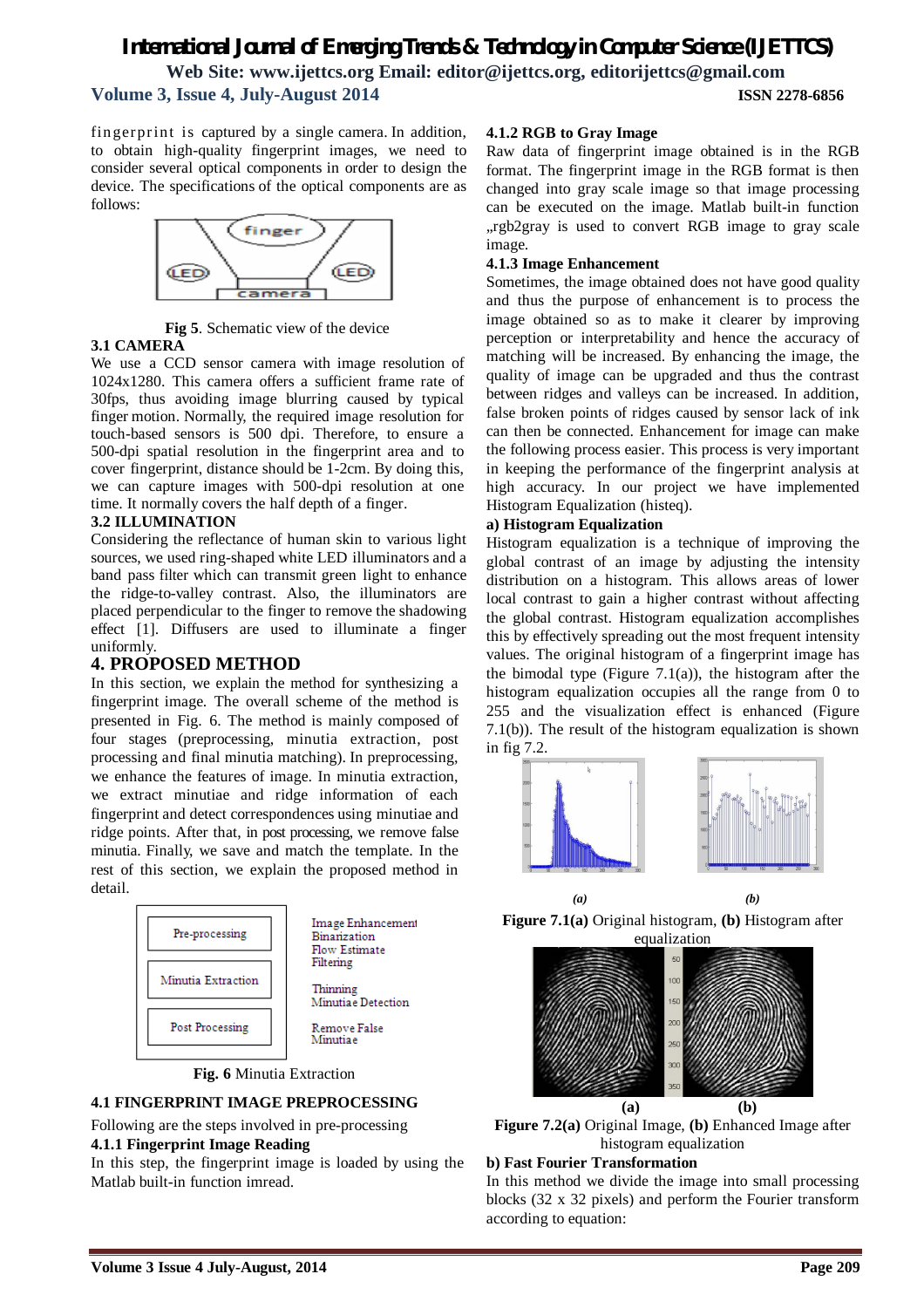fingerprint is captured by a single camera. In addition, to obtain high-quality fingerprint images, we need to consider several optical components in order to design the device. The specifications of the optical components are as follows:

**Fig 5**. Schematic view of the device

### 3.1 CAMERA

We use a CCD sensor camera with image resolution of 1024x1280. This camera offers a sufficient frame rate of 30fps, thus avoiding image blurring caused by typical finger motion. Normally, the required image resolution for touch-based sensors is 500 dpi. Therefore, to ensure a 500-dpi spatial resolution in the fingerprint area and to cover fingerprint, distance should be 1-2cm. By doing this, we can capture images with 500-dpi resolution at one time. It normally covers the half depth of a finger.

### 3.2 ILLUMINATION

Considering the reflectance of human skin to various light sources, we used ring-shaped white LED illuminators and a band pass filter which can transmit green light to enhance the ridge-to-valley contrast. Also, the illuminators are placed perpendicular to the finger to remove the shadowing effect [1]. Diffusers are used to illuminate a finger uniformly.

## 4. PROPOSED METHOD

In this section, we explain the method for synthesizing a fingerprint image. The overall scheme of the method is presented in Fig. 6. The method is mainly composed of four stages (preprocessing, minutia extraction, post processing and final minutia matching). In preprocessing, we enhance the features of image. In minutia extraction, we extract minutiae and ridge information of each fingerprint and detect correspondences using minutiae and ridge points. After that, in post processing, we remove false minutia. Finally, we save and match the template. In the rest of this section, we explain the proposed method in detail.

**Fig. 6** Minutia Extraction

### 4.1 FINGERPRINT IMAGE PREPROCESSING

Following are the steps involved in pre-processing

#### 4.1.1 Fingerprint Image Reading

In this step, the fingerprint image is loaded by using the Matlab built-in function imread.

#### 4.1.2 RGB to Gray Image

Raw data of fingerprint image obtained is in the RGB format. The fingerprint image in the RGB format is then changed into gray scale image so that image processing can be executed on the image. Matlab built-in function „rgb2gray is used to convert RGB image to gray scale image.

#### 4.1.3 Image Enhancement

Sometimes, the image obtained does not have good quality and thus the purpose of enhancement is to process the image obtained so as to make it clearer by improving perception or interpretability and hence the accuracy of matching will be increased. By enhancing the image, the quality of image can be upgraded and thus the contrast between ridges and valleys can be increased. In addition, false broken points of ridges caused by sensor lack of ink can then be connected. Enhancement for image can make the following process easier. This process is very important in keeping the performance of the fingerprint analysis at high accuracy. In our project we have implemented Histogram Equalization (histeq).

**a) Histogram Equalization**

Histogram equalization is a technique of improving the global contrast of an image by adjusting the intensity distribution on a histogram. This allows areas of lower local contrast to gain a higher contrast without affecting the global contrast. Histogram equalization accomplishes this by effectively spreading out the most frequent intensity values. The original histogram of a fingerprint image has the bimodal type (Figure 7.1(a)), the histogram after the histogram equalization occupies all the range from 0 to 255 and the visualization effect is enhanced (Figure 7.1(b)). The result of the histogram equalization is shown in fig 7.2.

**Figure 7.1(a)** Original histogram, **(b)** Histogram after equalization

**Figure 7.2(a)** Original Image, **(b)** Enhanced Image after histogram equalization

**b) Fast Fourier Transformation**

In this method we divide the image into small processing blocks (32 x 32 pixels) and perform the Fourier transform according to equation: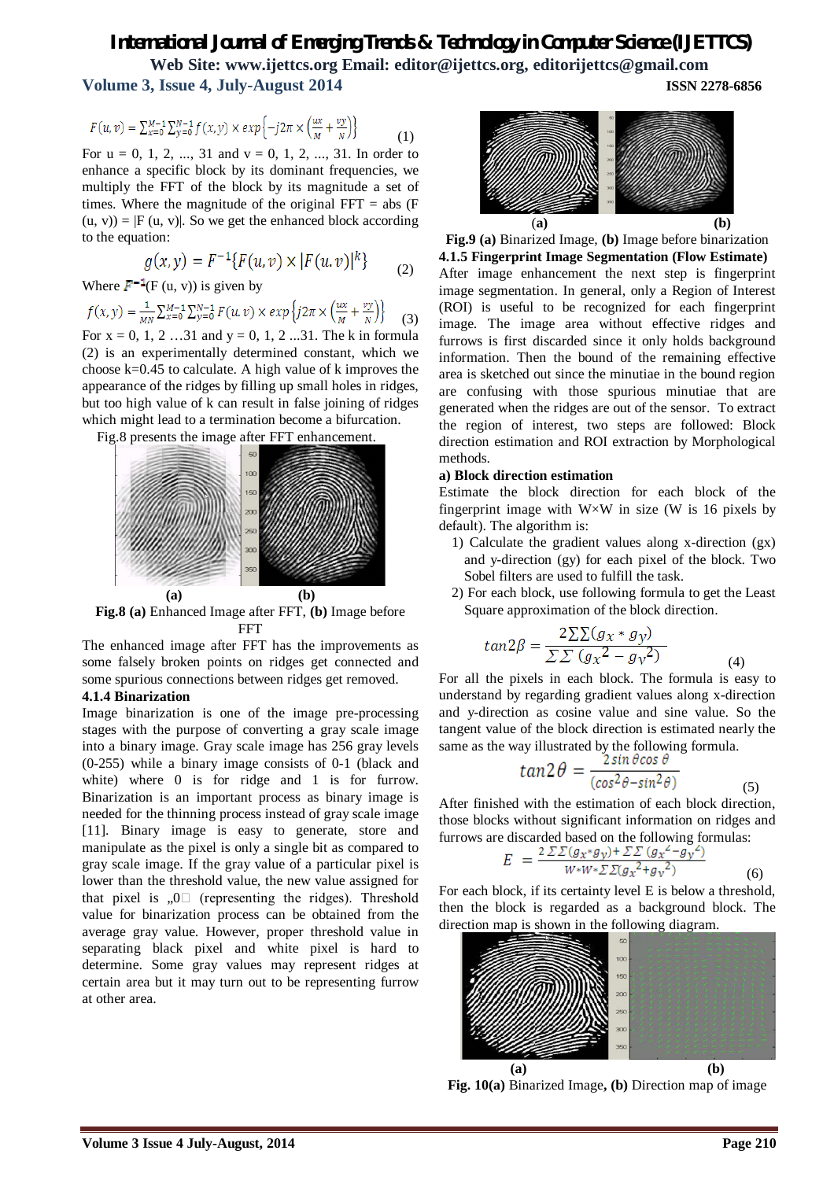$$F(u,v) = \sum_{x=0}^{M-1}\sum_{y=0}^{N-1} f(x,y) \times exp\left\{-j2\pi \times \left(\frac{ux}{M} + \frac{vy}{N}\right)\right\} \quad (1)$$

For u = 0, 1, 2, ..., 31 and v = 0, 1, 2, ..., 31. In order to enhance a specific block by its dominant frequencies, we multiply the FFT of the block by its magnitude a set of times. Where the magnitude of the original FFT = abs (F (u, v)) = |F (u, v)|. So we get the enhanced block according to the equation:

$$g(x,y) = F^{-1}\{F(u,v) \times |F(u,v)|^{k}\} \quad (2)$$

Where $F^{-1}$(F (u, v)) is given by

$$f(x,y) = \frac{1}{MN}\sum_{x=0}^{M-1}\sum_{y=0}^{N-1} F(u,v) \times exp\left\{j2\pi \times \left(\frac{ux}{M} + \frac{vy}{N}\right)\right\} \quad (3)$$

For x = 0, 1, 2 …31 and y = 0, 1, 2 ...31. The k in formula (2) is an experimentally determined constant, which we choose k=0.45 to calculate. A high value of k improves the appearance of the ridges by filling up small holes in ridges, but too high value of k can result in false joining of ridges which might lead to a termination become a bifurcation.

Fig.8 presents the image after FFT enhancement.

**Fig.8 (a)** Enhanced Image after FFT, **(b)** Image before FFT

The enhanced image after FFT has the improvements as some falsely broken points on ridges get connected and some spurious connections between ridges get removed.

### 4.1.4 Binarization

Image binarization is one of the image pre-processing stages with the purpose of converting a gray scale image into a binary image. Gray scale image has 256 gray levels (0-255) while a binary image consists of 0-1 (black and white) where 0 is for ridge and 1 is for furrow. Binarization is an important process as binary image is needed for the thinning process instead of gray scale image [11]. Binary image is easy to generate, store and manipulate as the pixel is only a single bit as compared to gray scale image. If the gray value of a particular pixel is lower than the threshold value, the new value assigned for that pixel is „0" (representing the ridges). Threshold value for binarization process can be obtained from the average gray value. However, proper threshold value in separating black pixel and white pixel is hard to determine. Some gray values may represent ridges at certain area but it may turn out to be representing furrow at other area.

**Fig.9 (a)** Binarized Image, **(b)** Image before binarization

### 4.1.5 Fingerprint Image Segmentation (Flow Estimate)

After image enhancement the next step is fingerprint image segmentation. In general, only a Region of Interest (ROI) is useful to be recognized for each fingerprint image. The image area without effective ridges and furrows is first discarded since it only holds background information. Then the bound of the remaining effective area is sketched out since the minutiae in the bound region are confusing with those spurious minutiae that are generated when the ridges are out of the sensor. To extract the region of interest, two steps are followed: Block direction estimation and ROI extraction by Morphological methods.

**a) Block direction estimation**

Estimate the block direction for each block of the fingerprint image with W×W in size (W is 16 pixels by default). The algorithm is:

1) Calculate the gradient values along x-direction (gx) and y-direction (gy) for each pixel of the block. Two Sobel filters are used to fulfill the task.
2) For each block, use following formula to get the Least Square approximation of the block direction.

$$tan2\beta = \frac{2\sum\sum(g_x * g_y)}{\sum\sum(g_x^2 - g_y^2)} \quad (4)$$

For all the pixels in each block. The formula is easy to understand by regarding gradient values along x-direction and y-direction as cosine value and sine value. So the tangent value of the block direction is estimated nearly the same as the way illustrated by the following formula.

$$tan2\theta = \frac{2\sin\theta\cos\theta}{(\cos^2\theta - \sin^2\theta)} \quad (5)$$

After finished with the estimation of each block direction, those blocks without significant information on ridges and furrows are discarded based on the following formulas:

$$E = \frac{2\sum\sum(g_x*g_y) + \sum\sum(g_x^2 - g_y^2)}{W*W*\sum\sum(g_x^2 + g_y^2)} \quad (6)$$

For each block, if its certainty level E is below a threshold, then the block is regarded as a background block. The direction map is shown in the following diagram.

**Fig. 10(a)** Binarized Image, **(b)** Direction map of image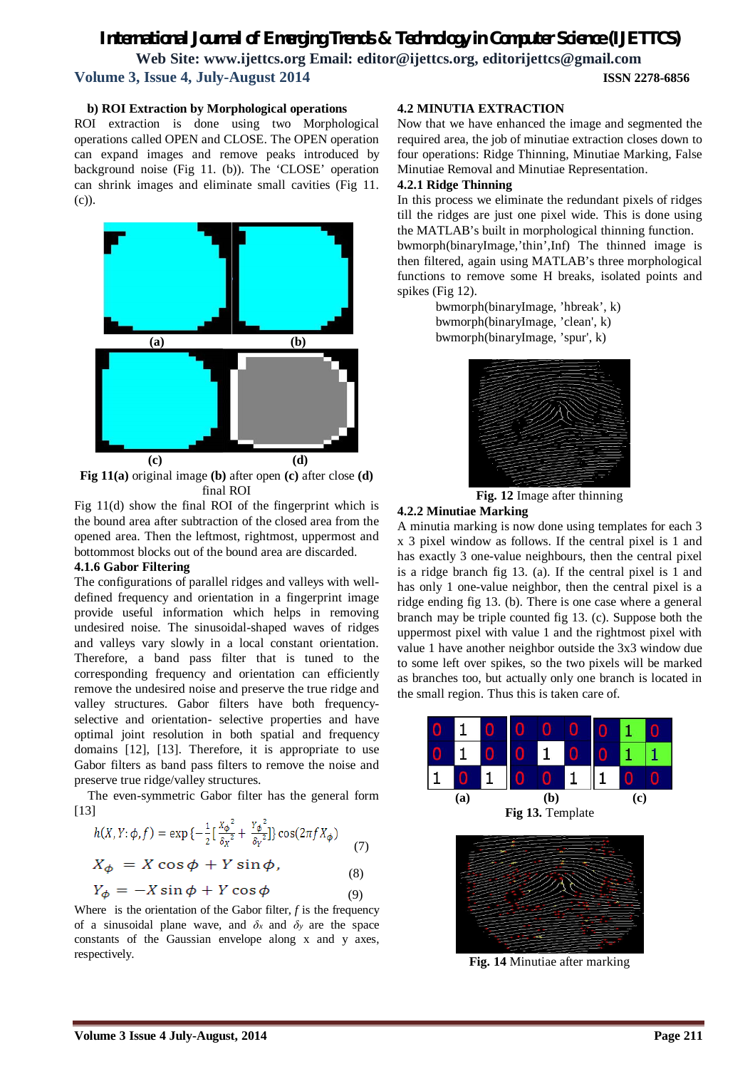**b) ROI Extraction by Morphological operations**

ROI extraction is done using two Morphological operations called OPEN and CLOSE. The OPEN operation can expand images and remove peaks introduced by background noise (Fig 11. (b)). The 'CLOSE' operation can shrink images and eliminate small cavities (Fig 11. (c)).

**Fig 11(a)** original image **(b)** after open **(c)** after close **(d)** final ROI

Fig 11(d) show the final ROI of the fingerprint which is the bound area after subtraction of the closed area from the opened area. Then the leftmost, rightmost, uppermost and bottommost blocks out of the bound area are discarded.

#### 4.1.6 Gabor Filtering

The configurations of parallel ridges and valleys with well-defined frequency and orientation in a fingerprint image provide useful information which helps in removing undesired noise. The sinusoidal-shaped waves of ridges and valleys vary slowly in a local constant orientation. Therefore, a band pass filter that is tuned to the corresponding frequency and orientation can efficiently remove the undesired noise and preserve the true ridge and valley structures. Gabor filters have both frequency-selective and orientation- selective properties and have optimal joint resolution in both spatial and frequency domains [12], [13]. Therefore, it is appropriate to use Gabor filters as band pass filters to remove the noise and preserve true ridge/valley structures.

The even-symmetric Gabor filter has the general form [13]

$$h(X,Y:\phi,f) = \exp\{-\frac{1}{2}[\frac{X_{\phi}^{2}}{\delta_{X}^{2}} + \frac{Y_{\phi}^{2}}{\delta_{Y}^{2}}]\}\cos(2\pi f X_{\phi}) \quad (7)$$

$$X_{\phi} = X\cos\phi + Y\sin\phi, \quad (8)$$

$$Y_{\phi} = -X\sin\phi + Y\cos\phi \quad (9)$$

Where is the orientation of the Gabor filter, *f* is the frequency of a sinusoidal plane wave, and $\delta_x$ and $\delta_y$ are the space constants of the Gaussian envelope along x and y axes, respectively.

### 4.2 MINUTIA EXTRACTION

Now that we have enhanced the image and segmented the required area, the job of minutiae extraction closes down to four operations: Ridge Thinning, Minutiae Marking, False Minutiae Removal and Minutiae Representation.

#### 4.2.1 Ridge Thinning

In this process we eliminate the redundant pixels of ridges till the ridges are just one pixel wide. This is done using the MATLAB's built in morphological thinning function. bwmorph(binaryImage,'thin',Inf) The thinned image is then filtered, again using MATLAB's three morphological functions to remove some H breaks, isolated points and spikes (Fig 12).

```
bwmorph(binaryImage, 'hbreak', k)
bwmorph(binaryImage, 'clean', k)
bwmorph(binaryImage, 'spur', k)
```

**Fig. 12** Image after thinning

#### 4.2.2 Minutiae Marking

A minutia marking is now done using templates for each 3 x 3 pixel window as follows. If the central pixel is 1 and has exactly 3 one-value neighbours, then the central pixel is a ridge branch fig 13. (a). If the central pixel is 1 and has only 1 one-value neighbor, then the central pixel is a ridge ending fig 13. (b). There is one case where a general branch may be triple counted fig 13. (c). Suppose both the uppermost pixel with value 1 and the rightmost pixel with value 1 have another neighbor outside the 3x3 window due to some left over spikes, so the two pixels will be marked as branches too, but actually only one branch is located in the small region. Thus this is taken care of.

| (a) | | | (b) | | | (c) | | |
|---|---|---|---|---|---|---|---|---|
| 0 | 1 | 0 | 0 | 0 | 0 | 0 | 1 | 0 |
| 0 | 1 | 0 | 0 | 1 | 0 | 0 | 1 | 1 |
| 1 | 0 | 1 | 0 | 0 | 1 | 1 | 0 | 0 |

**Fig 13.** Template

**Fig. 14** Minutiae after marking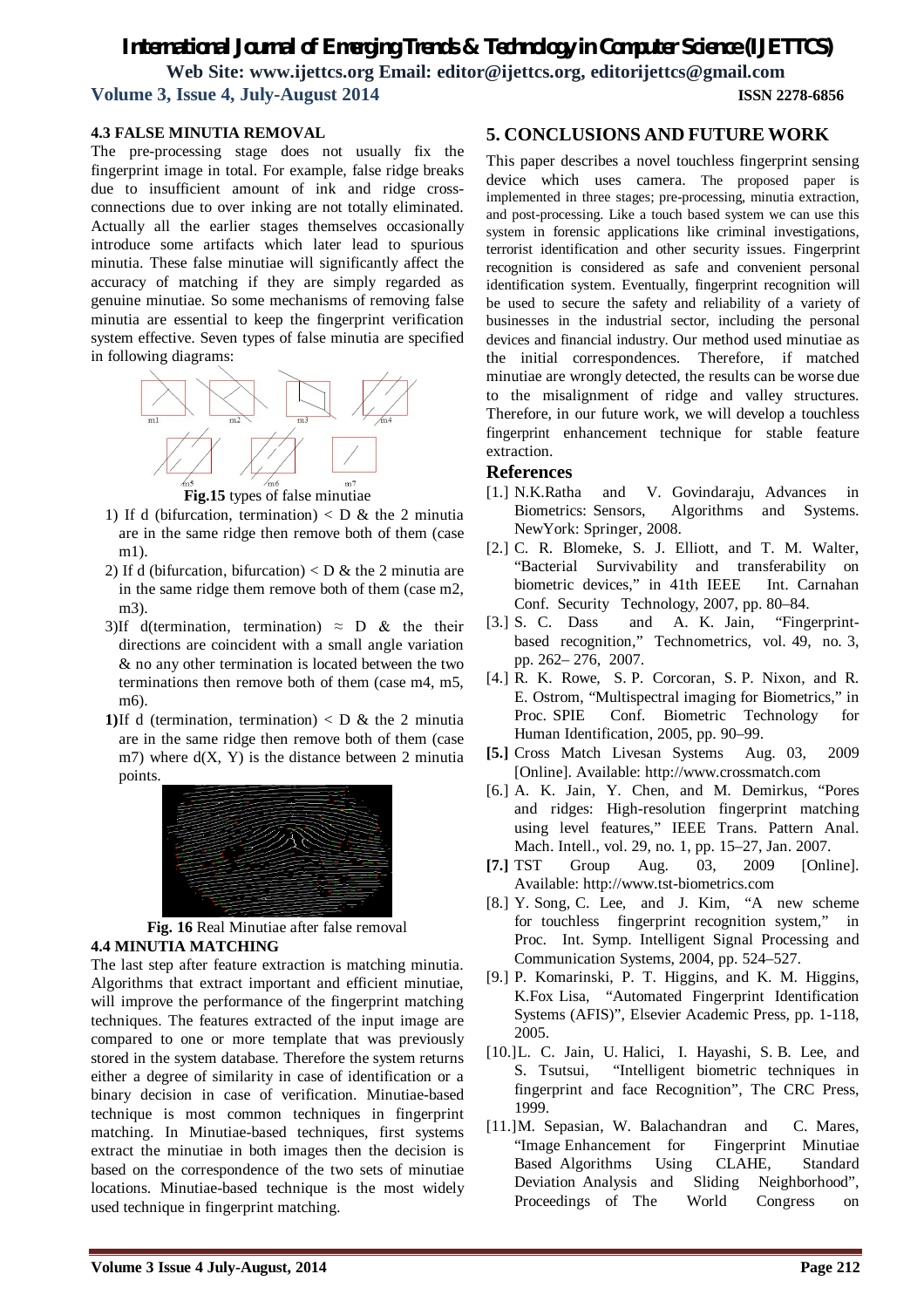### 4.3 FALSE MINUTIA REMOVAL

The pre-processing stage does not usually fix the fingerprint image in total. For example, false ridge breaks due to insufficient amount of ink and ridge cross-connections due to over inking are not totally eliminated. Actually all the earlier stages themselves occasionally introduce some artifacts which later lead to spurious minutia. These false minutiae will significantly affect the accuracy of matching if they are simply regarded as genuine minutiae. So some mechanisms of removing false minutia are essential to keep the fingerprint verification system effective. Seven types of false minutia are specified in following diagrams:

**Fig.15** types of false minutiae

1) If d (bifurcation, termination) < D & the 2 minutia are in the same ridge then remove both of them (case m1).
2) If d (bifurcation, bifurcation) < D & the 2 minutia are in the same ridge them remove both of them (case m2, m3).
3) If d(termination, termination) ≈ D & their directions are coincident with a small angle variation & no any other termination is located between the two terminations then remove both of them (case m4, m5, m6).
**1)** If d (termination, termination) < D & the 2 minutia are in the same ridge then remove both of them (case m7) where d(X, Y) is the distance between 2 minutia points.

**Fig. 16** Real Minutiae after false removal

### 4.4 MINUTIA MATCHING

The last step after feature extraction is matching minutia. Algorithms that extract important and efficient minutiae, will improve the performance of the fingerprint matching techniques. The features extracted of the input image are compared to one or more template that was previously stored in the system database. Therefore the system returns either a degree of similarity in case of identification or a binary decision in case of verification. Minutiae-based technique is most common techniques in fingerprint matching. In Minutiae-based techniques, first systems extract the minutiae in both images then the decision is based on the correspondence of the two sets of minutiae locations. Minutiae-based technique is the most widely used technique in fingerprint matching.

## 5. CONCLUSIONS AND FUTURE WORK

This paper describes a novel touchless fingerprint sensing device which uses camera. The proposed paper is implemented in three stages; pre-processing, minutia extraction, and post-processing. Like a touch based system we can use this system in forensic applications like criminal investigations, terrorist identification and other security issues. Fingerprint recognition is considered as safe and convenient personal identification system. Eventually, fingerprint recognition will be used to secure the safety and reliability of a variety of businesses in the industrial sector, including the personal devices and financial industry. Our method used minutiae as the initial correspondences. Therefore, if matched minutiae are wrongly detected, the results can be worse due to the misalignment of ridge and valley structures. Therefore, in our future work, we will develop a touchless fingerprint enhancement technique for stable feature extraction.

## References

[1.] N.K.Ratha and V. Govindaraju, Advances in Biometrics: Sensors, Algorithms and Systems. NewYork: Springer, 2008.

[2.] C. R. Blomeke, S. J. Elliott, and T. M. Walter, "Bacterial Survivability and transferability on biometric devices," in 41th IEEE Int. Carnahan Conf. Security Technology, 2007, pp. 80–84.

[3.] S. C. Dass and A. K. Jain, "Fingerprint-based recognition," Technometrics, vol. 49, no. 3, pp. 262– 276, 2007.

[4.] R. K. Rowe, S. P. Corcoran, S. P. Nixon, and R. E. Ostrom, "Multispectral imaging for Biometrics," in Proc. SPIE Conf. Biometric Technology for Human Identification, 2005, pp. 90–99.

**[5.]** Cross Match Livesan Systems Aug. 03, 2009 [Online]. Available: http://www.crossmatch.com

[6.] A. K. Jain, Y. Chen, and M. Demirkus, "Pores and ridges: High-resolution fingerprint matching using level features," IEEE Trans. Pattern Anal. Mach. Intell., vol. 29, no. 1, pp. 15–27, Jan. 2007.

**[7.]** TST Group Aug. 03, 2009 [Online]. Available: http://www.tst-biometrics.com

[8.] Y. Song, C. Lee, and J. Kim, "A new scheme for touchless fingerprint recognition system," in Proc. Int. Symp. Intelligent Signal Processing and Communication Systems, 2004, pp. 524–527.

[9.] P. Komarinski, P. T. Higgins, and K. M. Higgins, K.Fox Lisa, "Automated Fingerprint Identification Systems (AFIS)", Elsevier Academic Press, pp. 1-118, 2005.

[10.] L. C. Jain, U. Halici, I. Hayashi, S. B. Lee, and S. Tsutsui, "Intelligent biometric techniques in fingerprint and face Recognition", The CRC Press, 1999.

[11.] M. Sepasian, W. Balachandran and C. Mares, "Image Enhancement for Fingerprint Minutiae Based Algorithms Using CLAHE, Standard Deviation Analysis and Sliding Neighborhood", Proceedings of The World Congress on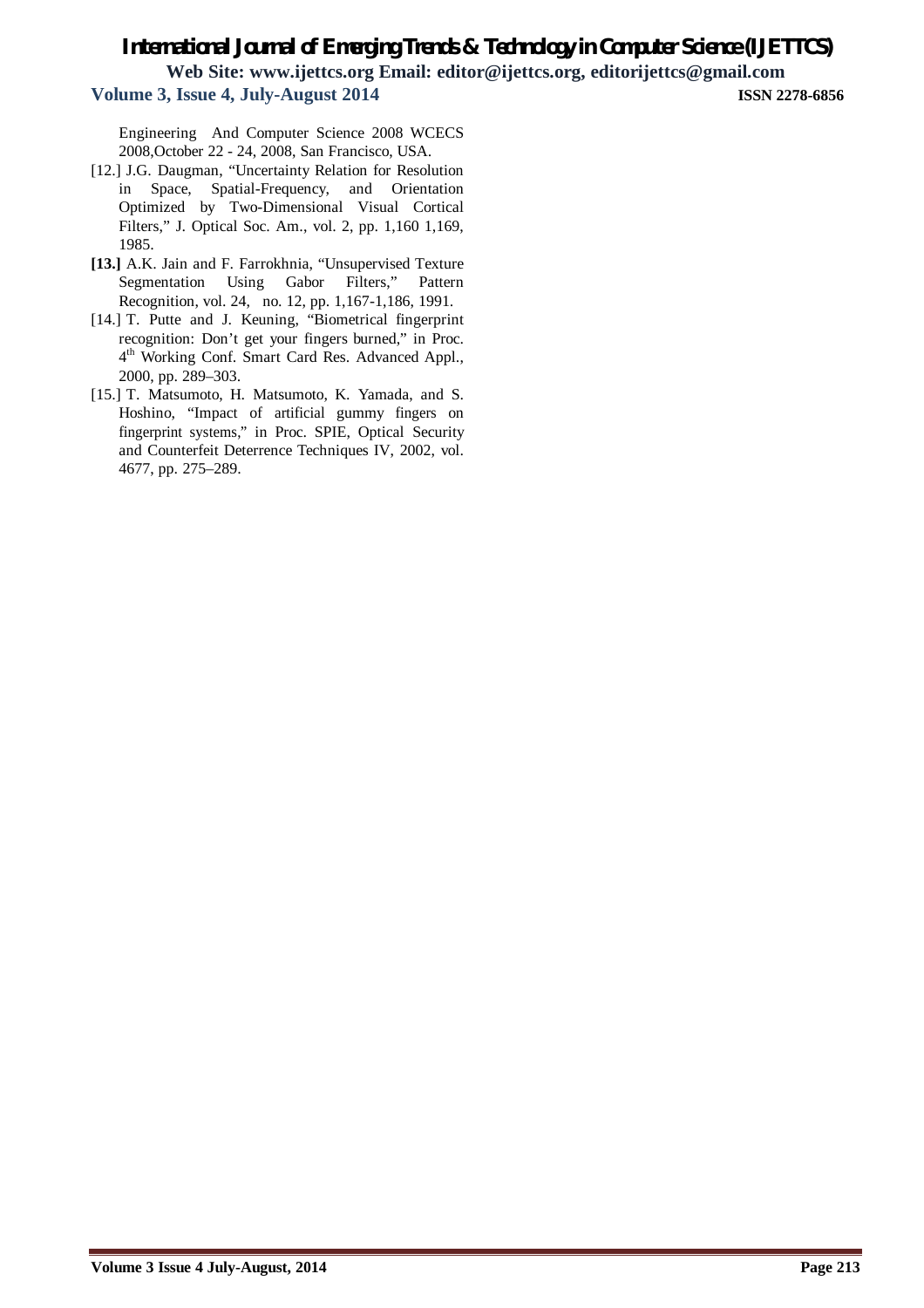Engineering And Computer Science 2008 WCECS 2008,October 22 - 24, 2008, San Francisco, USA.

[12.] J.G. Daugman, "Uncertainty Relation for Resolution in Space, Spatial-Frequency, and Orientation Optimized by Two-Dimensional Visual Cortical Filters," J. Optical Soc. Am., vol. 2, pp. 1,160 1,169, 1985.

**[13.]** A.K. Jain and F. Farrokhnia, "Unsupervised Texture Segmentation Using Gabor Filters," Pattern Recognition, vol. 24, no. 12, pp. 1,167-1,186, 1991.

[14.] T. Putte and J. Keuning, "Biometrical fingerprint recognition: Don't get your fingers burned," in Proc. 4th Working Conf. Smart Card Res. Advanced Appl., 2000, pp. 289–303.

[15.] T. Matsumoto, H. Matsumoto, K. Yamada, and S. Hoshino, "Impact of artificial gummy fingers on fingerprint systems," in Proc. SPIE, Optical Security and Counterfeit Deterrence Techniques IV, 2002, vol. 4677, pp. 275–289.